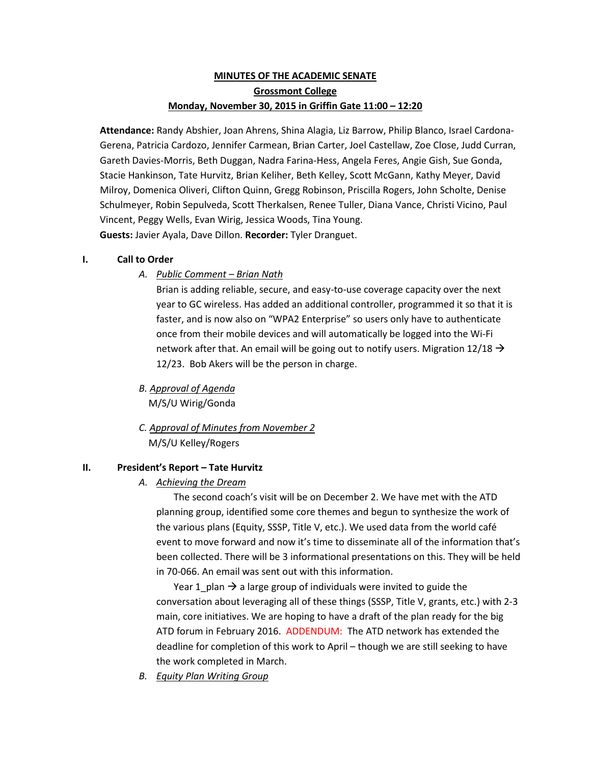# MINUTES OF THE ACADEMIC SENATE

## Grossmont College

## Monday, November 30, 2015 in Griffin Gate 11:00 – 12:20

**Attendance:** Randy Abshier, Joan Ahrens, Shina Alagia, Liz Barrow, Philip Blanco, Israel Cardona-Gerena, Patricia Cardozo, Jennifer Carmean, Brian Carter, Joel Castellaw, Zoe Close, Judd Curran, Gareth Davies-Morris, Beth Duggan, Nadra Farina-Hess, Angela Feres, Angie Gish, Sue Gonda, Stacie Hankinson, Tate Hurvitz, Brian Keliher, Beth Kelley, Scott McGann, Kathy Meyer, David Milroy, Domenica Oliveri, Clifton Quinn, Gregg Robinson, Priscilla Rogers, John Scholte, Denise Schulmeyer, Robin Sepulveda, Scott Therkalsen, Renee Tuller, Diana Vance, Christi Vicino, Paul Vincent, Peggy Wells, Evan Wirig, Jessica Woods, Tina Young.

**Guests:** Javier Ayala, Dave Dillon. **Recorder:** Tyler Dranguet.

### I. Call to Order

A. *Public Comment – Brian Nath*

Brian is adding reliable, secure, and easy-to-use coverage capacity over the next year to GC wireless. Has added an additional controller, programmed it so that it is faster, and is now also on "WPA2 Enterprise" so users only have to authenticate once from their mobile devices and will automatically be logged into the Wi-Fi network after that. An email will be going out to notify users. Migration 12/18 → 12/23. Bob Akers will be the person in charge.

B. *Approval of Agenda*

M/S/U Wirig/Gonda

C. *Approval of Minutes from November 2*

M/S/U Kelley/Rogers

### II. President's Report – Tate Hurvitz

A. *Achieving the Dream*

The second coach's visit will be on December 2. We have met with the ATD planning group, identified some core themes and begun to synthesize the work of the various plans (Equity, SSSP, Title V, etc.). We used data from the world café event to move forward and now it's time to disseminate all of the information that's been collected. There will be 3 informational presentations on this. They will be held in 70-066. An email was sent out with this information.

Year 1_plan → a large group of individuals were invited to guide the conversation about leveraging all of these things (SSSP, Title V, grants, etc.) with 2-3 main, core initiatives. We are hoping to have a draft of the plan ready for the big ATD forum in February 2016. ADDENDUM: The ATD network has extended the deadline for completion of this work to April – though we are still seeking to have the work completed in March.

B. *Equity Plan Writing Group*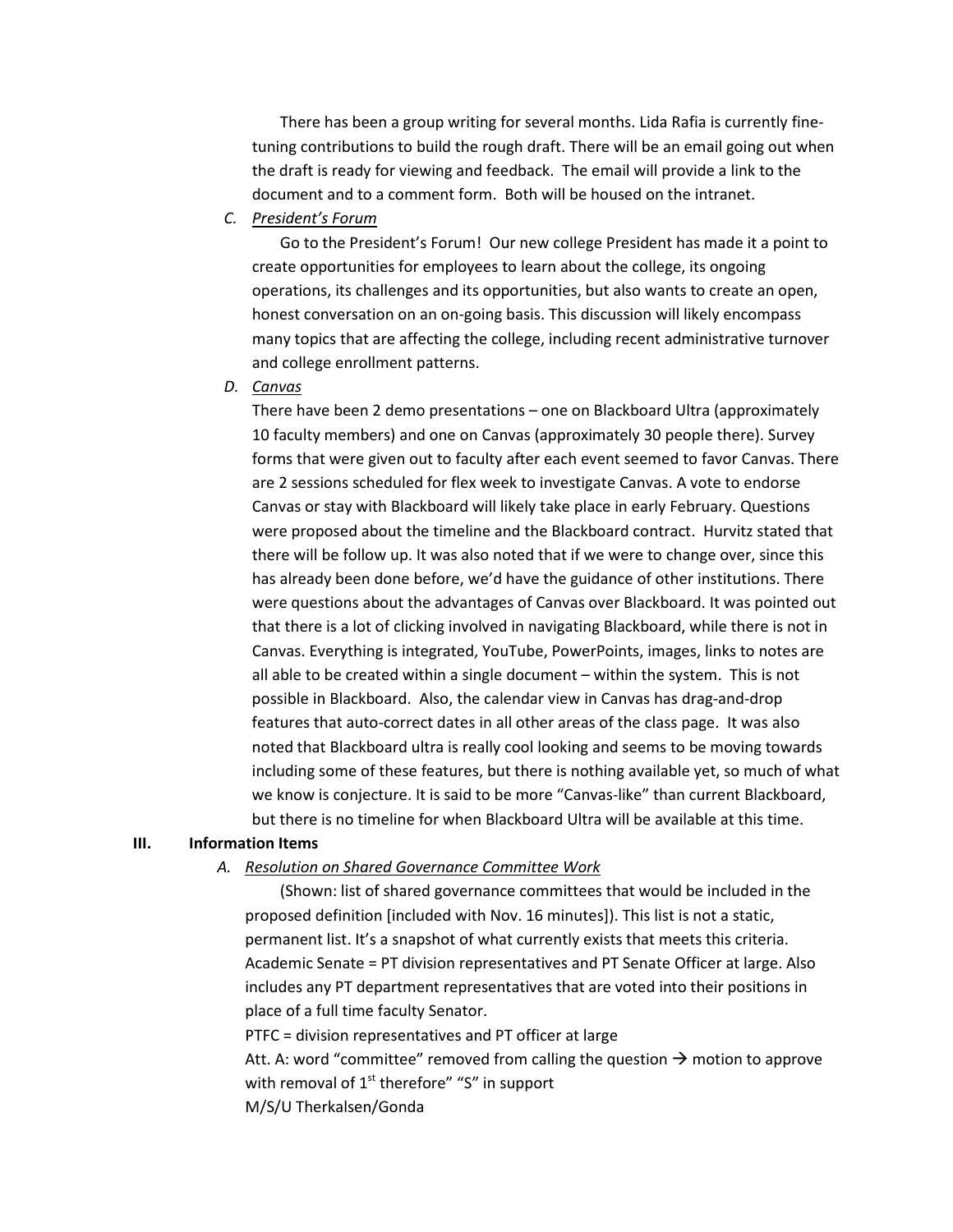There has been a group writing for several months. Lida Rafia is currently fine-tuning contributions to build the rough draft. There will be an email going out when the draft is ready for viewing and feedback. The email will provide a link to the document and to a comment form. Both will be housed on the intranet.

*C. President's Forum*

Go to the President's Forum! Our new college President has made it a point to create opportunities for employees to learn about the college, its ongoing operations, its challenges and its opportunities, but also wants to create an open, honest conversation on an on-going basis. This discussion will likely encompass many topics that are affecting the college, including recent administrative turnover and college enrollment patterns.

*D. Canvas*

There have been 2 demo presentations – one on Blackboard Ultra (approximately 10 faculty members) and one on Canvas (approximately 30 people there). Survey forms that were given out to faculty after each event seemed to favor Canvas. There are 2 sessions scheduled for flex week to investigate Canvas. A vote to endorse Canvas or stay with Blackboard will likely take place in early February. Questions were proposed about the timeline and the Blackboard contract. Hurvitz stated that there will be follow up. It was also noted that if we were to change over, since this has already been done before, we'd have the guidance of other institutions. There were questions about the advantages of Canvas over Blackboard. It was pointed out that there is a lot of clicking involved in navigating Blackboard, while there is not in Canvas. Everything is integrated, YouTube, PowerPoints, images, links to notes are all able to be created within a single document – within the system. This is not possible in Blackboard. Also, the calendar view in Canvas has drag-and-drop features that auto-correct dates in all other areas of the class page. It was also noted that Blackboard ultra is really cool looking and seems to be moving towards including some of these features, but there is nothing available yet, so much of what we know is conjecture. It is said to be more "Canvas-like" than current Blackboard, but there is no timeline for when Blackboard Ultra will be available at this time.

## III. Information Items

*A. Resolution on Shared Governance Committee Work*

(Shown: list of shared governance committees that would be included in the proposed definition [included with Nov. 16 minutes]). This list is not a static, permanent list. It's a snapshot of what currently exists that meets this criteria. Academic Senate = PT division representatives and PT Senate Officer at large. Also includes any PT department representatives that are voted into their positions in place of a full time faculty Senator.

PTFC = division representatives and PT officer at large

Att. A: word "committee" removed from calling the question → motion to approve with removal of 1st therefore" "S" in support

M/S/U Therkalsen/Gonda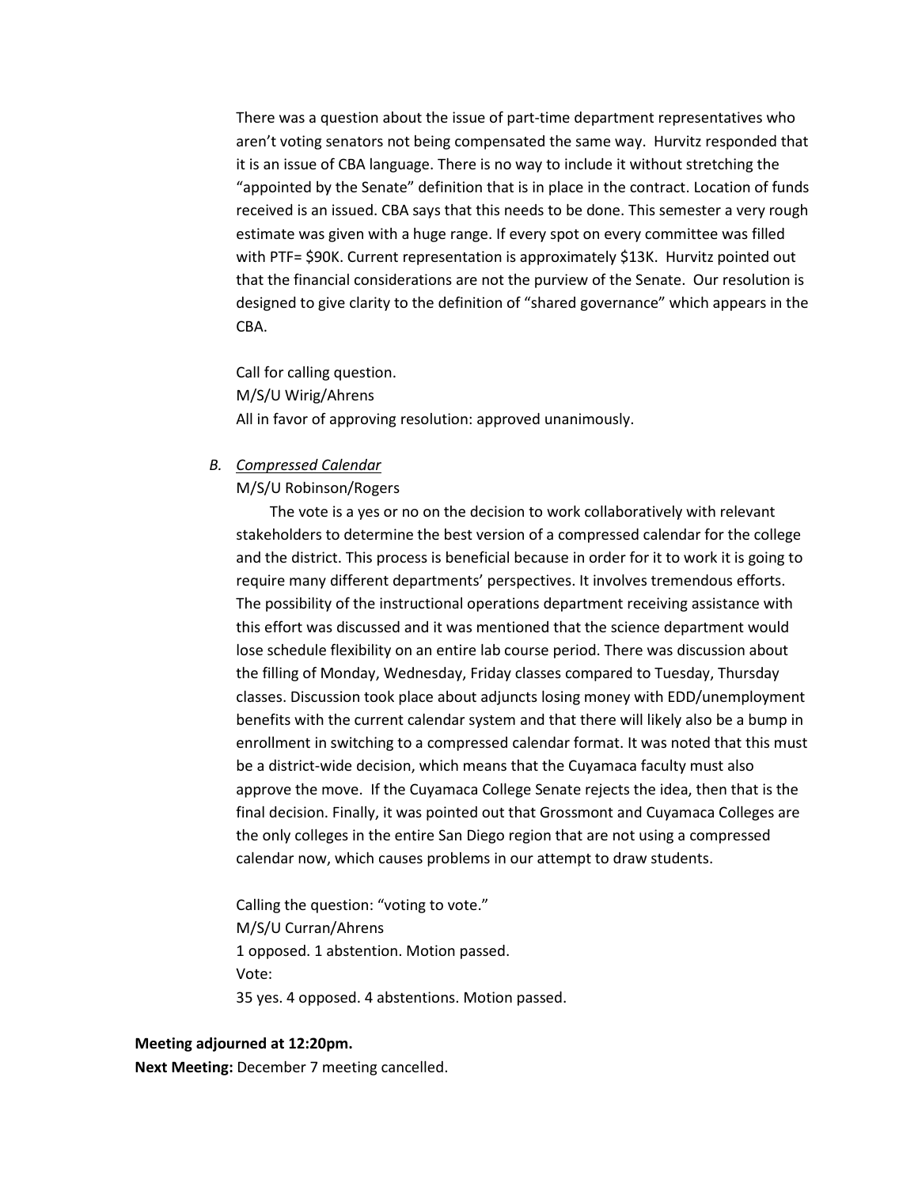There was a question about the issue of part-time department representatives who aren't voting senators not being compensated the same way. Hurvitz responded that it is an issue of CBA language. There is no way to include it without stretching the "appointed by the Senate" definition that is in place in the contract. Location of funds received is an issued. CBA says that this needs to be done. This semester a very rough estimate was given with a huge range. If every spot on every committee was filled with PTF= $90K. Current representation is approximately $13K. Hurvitz pointed out that the financial considerations are not the purview of the Senate. Our resolution is designed to give clarity to the definition of "shared governance" which appears in the CBA.

Call for calling question.
M/S/U Wirig/Ahrens
All in favor of approving resolution: approved unanimously.

*B. <u>Compressed Calendar</u>*

M/S/U Robinson/Rogers

The vote is a yes or no on the decision to work collaboratively with relevant stakeholders to determine the best version of a compressed calendar for the college and the district. This process is beneficial because in order for it to work it is going to require many different departments' perspectives. It involves tremendous efforts. The possibility of the instructional operations department receiving assistance with this effort was discussed and it was mentioned that the science department would lose schedule flexibility on an entire lab course period. There was discussion about the filling of Monday, Wednesday, Friday classes compared to Tuesday, Thursday classes. Discussion took place about adjuncts losing money with EDD/unemployment benefits with the current calendar system and that there will likely also be a bump in enrollment in switching to a compressed calendar format. It was noted that this must be a district-wide decision, which means that the Cuyamaca faculty must also approve the move. If the Cuyamaca College Senate rejects the idea, then that is the final decision. Finally, it was pointed out that Grossmont and Cuyamaca Colleges are the only colleges in the entire San Diego region that are not using a compressed calendar now, which causes problems in our attempt to draw students.

Calling the question: "voting to vote."
M/S/U Curran/Ahrens
1 opposed. 1 abstention. Motion passed.
Vote:
35 yes. 4 opposed. 4 abstentions. Motion passed.

**Meeting adjourned at 12:20pm.**

**Next Meeting:** December 7 meeting cancelled.